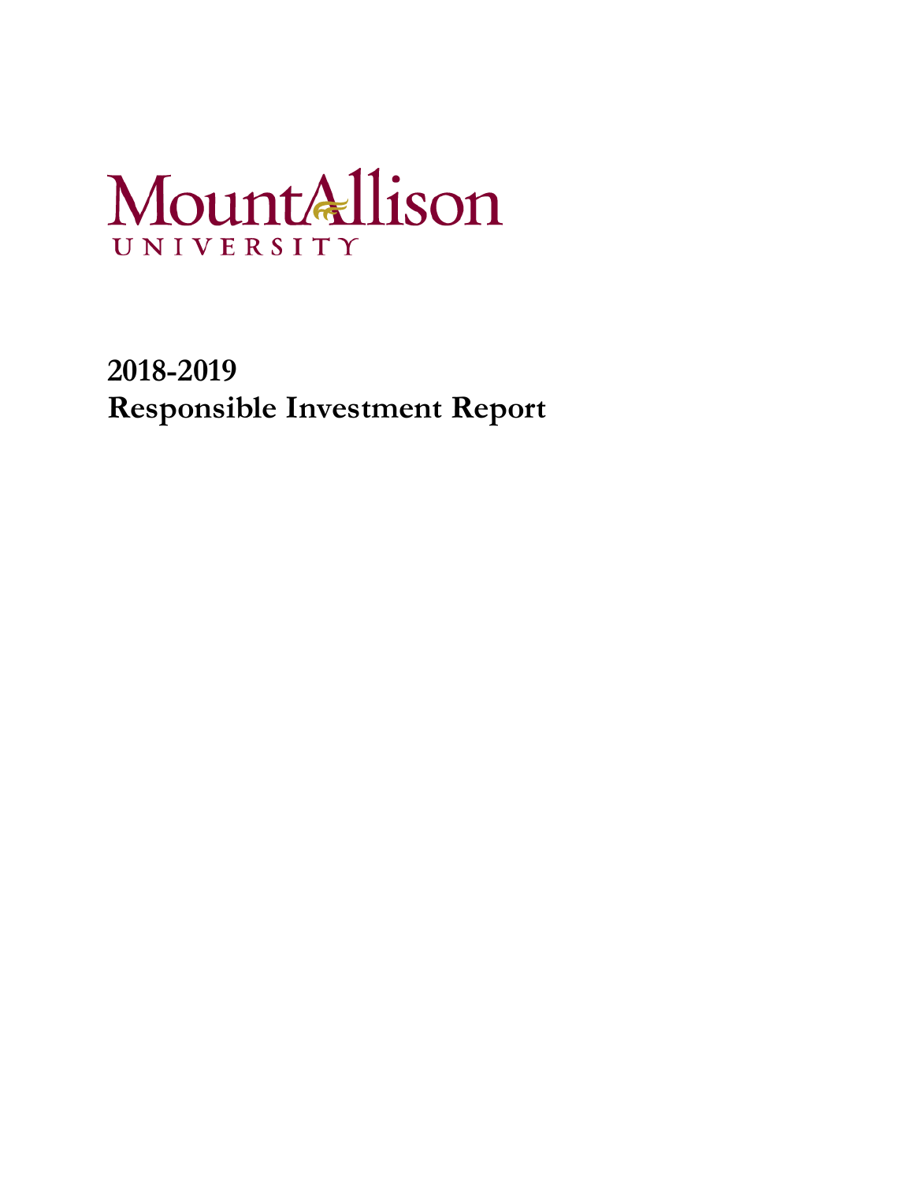Mount Allison

UNIVERSITY

# 2018-2019
# Responsible Investment Report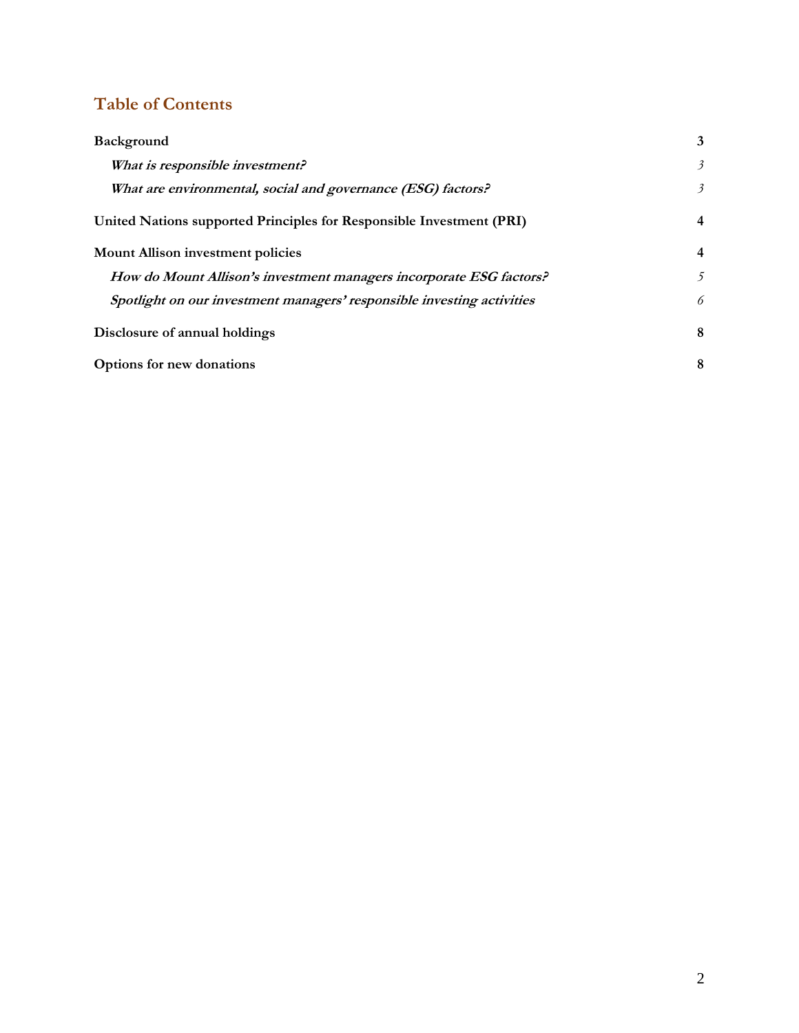## Table of Contents

| | |
|---|---|
| **Background** | **3** |
| ***What is responsible investment?*** | *3* |
| ***What are environmental, social and governance (ESG) factors?*** | *3* |
| **United Nations supported Principles for Responsible Investment (PRI)** | **4** |
| **Mount Allison investment policies** | **4** |
| ***How do Mount Allison's investment managers incorporate ESG factors?*** | *5* |
| ***Spotlight on our investment managers' responsible investing activities*** | *6* |
| **Disclosure of annual holdings** | **8** |
| **Options for new donations** | **8** |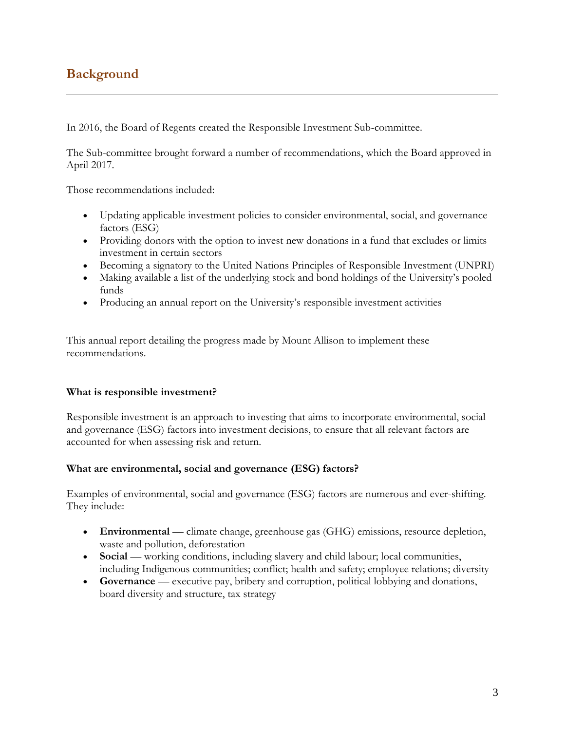## Background

In 2016, the Board of Regents created the Responsible Investment Sub-committee.

The Sub-committee brought forward a number of recommendations, which the Board approved in April 2017.

Those recommendations included:

- Updating applicable investment policies to consider environmental, social, and governance factors (ESG)
- Providing donors with the option to invest new donations in a fund that excludes or limits investment in certain sectors
- Becoming a signatory to the United Nations Principles of Responsible Investment (UNPRI)
- Making available a list of the underlying stock and bond holdings of the University's pooled funds
- Producing an annual report on the University's responsible investment activities

This annual report detailing the progress made by Mount Allison to implement these recommendations.

**What is responsible investment?**

Responsible investment is an approach to investing that aims to incorporate environmental, social and governance (ESG) factors into investment decisions, to ensure that all relevant factors are accounted for when assessing risk and return.

**What are environmental, social and governance (ESG) factors?**

Examples of environmental, social and governance (ESG) factors are numerous and ever-shifting. They include:

- **Environmental** — climate change, greenhouse gas (GHG) emissions, resource depletion, waste and pollution, deforestation
- **Social** — working conditions, including slavery and child labour; local communities, including Indigenous communities; conflict; health and safety; employee relations; diversity
- **Governance** — executive pay, bribery and corruption, political lobbying and donations, board diversity and structure, tax strategy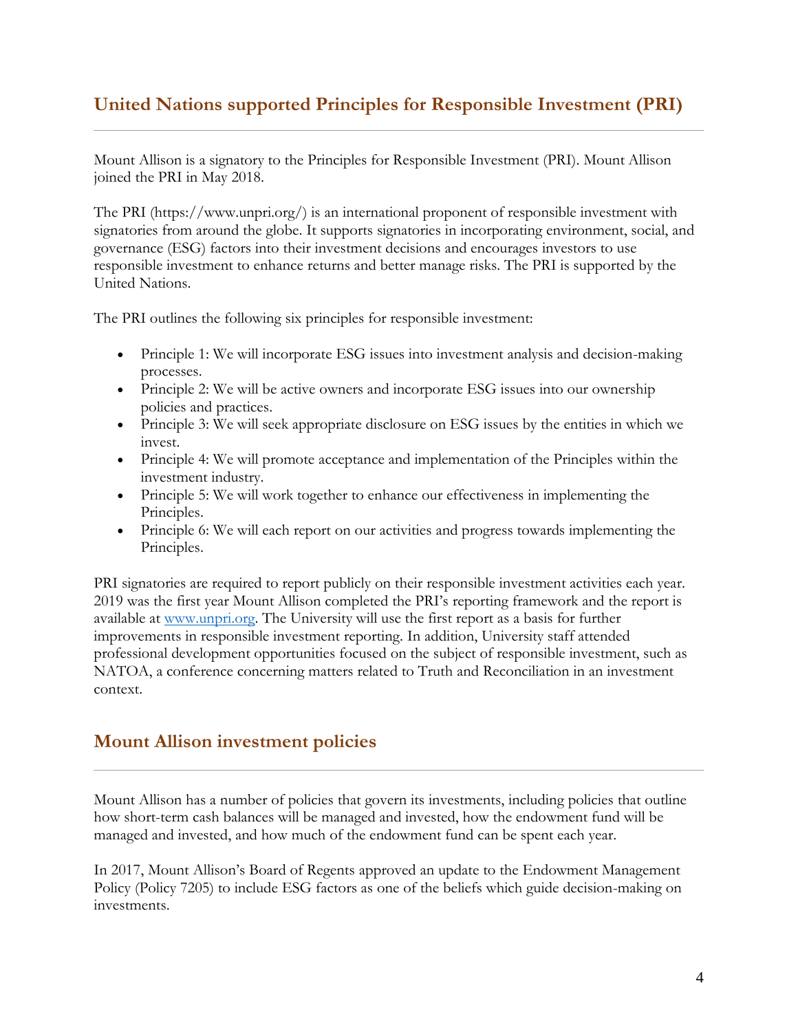## United Nations supported Principles for Responsible Investment (PRI)

Mount Allison is a signatory to the Principles for Responsible Investment (PRI). Mount Allison joined the PRI in May 2018.

The PRI (https://www.unpri.org/) is an international proponent of responsible investment with signatories from around the globe. It supports signatories in incorporating environment, social, and governance (ESG) factors into their investment decisions and encourages investors to use responsible investment to enhance returns and better manage risks. The PRI is supported by the United Nations.

The PRI outlines the following six principles for responsible investment:

- Principle 1: We will incorporate ESG issues into investment analysis and decision-making processes.
- Principle 2: We will be active owners and incorporate ESG issues into our ownership policies and practices.
- Principle 3: We will seek appropriate disclosure on ESG issues by the entities in which we invest.
- Principle 4: We will promote acceptance and implementation of the Principles within the investment industry.
- Principle 5: We will work together to enhance our effectiveness in implementing the Principles.
- Principle 6: We will each report on our activities and progress towards implementing the Principles.

PRI signatories are required to report publicly on their responsible investment activities each year. 2019 was the first year Mount Allison completed the PRI's reporting framework and the report is available at [www.unpri.org](www.unpri.org). The University will use the first report as a basis for further improvements in responsible investment reporting. In addition, University staff attended professional development opportunities focused on the subject of responsible investment, such as NATOA, a conference concerning matters related to Truth and Reconciliation in an investment context.

## Mount Allison investment policies

Mount Allison has a number of policies that govern its investments, including policies that outline how short-term cash balances will be managed and invested, how the endowment fund will be managed and invested, and how much of the endowment fund can be spent each year.

In 2017, Mount Allison's Board of Regents approved an update to the Endowment Management Policy (Policy 7205) to include ESG factors as one of the beliefs which guide decision-making on investments.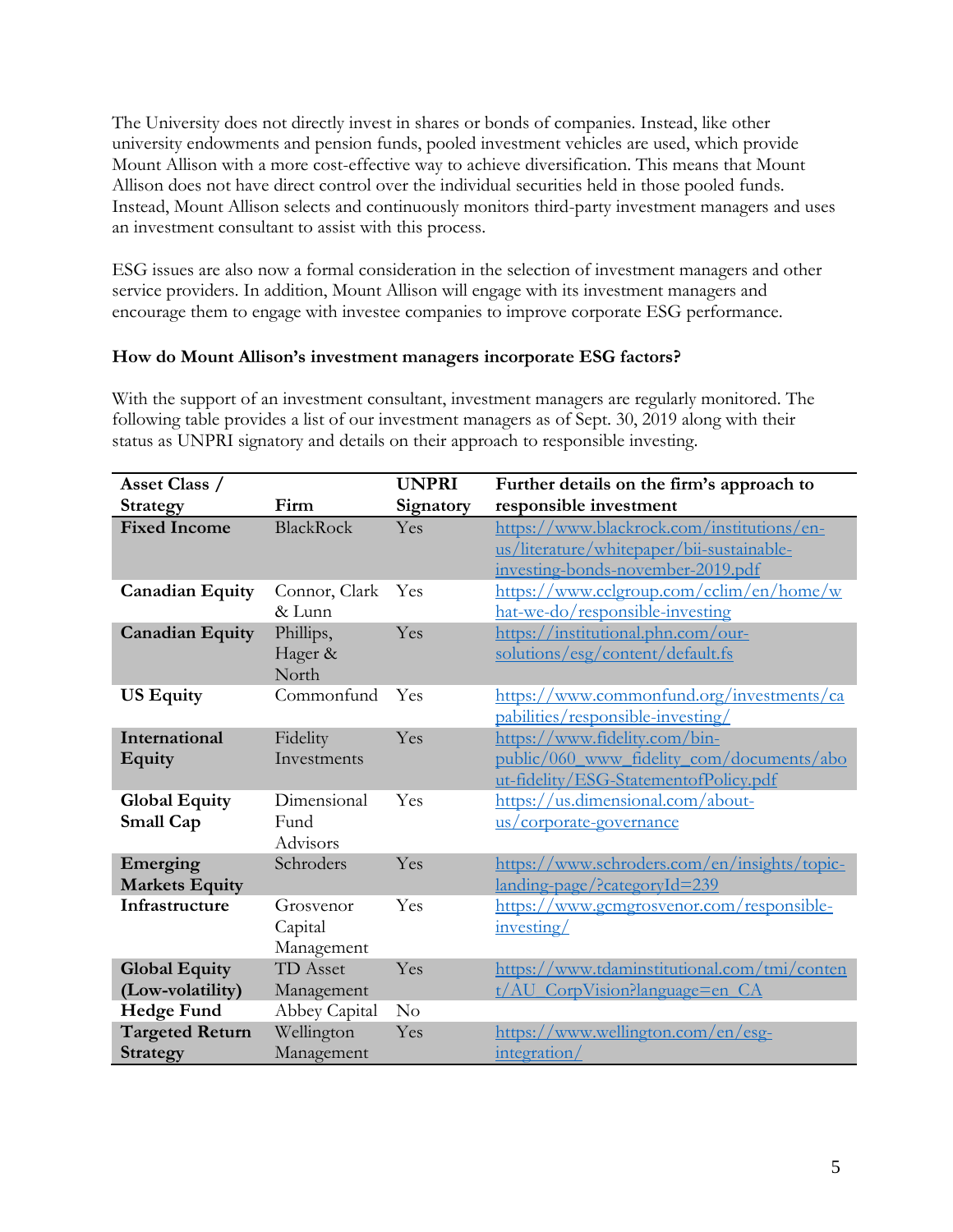The University does not directly invest in shares or bonds of companies. Instead, like other university endowments and pension funds, pooled investment vehicles are used, which provide Mount Allison with a more cost-effective way to achieve diversification. This means that Mount Allison does not have direct control over the individual securities held in those pooled funds. Instead, Mount Allison selects and continuously monitors third-party investment managers and uses an investment consultant to assist with this process.

ESG issues are also now a formal consideration in the selection of investment managers and other service providers. In addition, Mount Allison will engage with its investment managers and encourage them to engage with investee companies to improve corporate ESG performance.

**How do Mount Allison's investment managers incorporate ESG factors?**

With the support of an investment consultant, investment managers are regularly monitored. The following table provides a list of our investment managers as of Sept. 30, 2019 along with their status as UNPRI signatory and details on their approach to responsible investing.

| Asset Class / Strategy | Firm | UNPRI Signatory | Further details on the firm's approach to responsible investment |
|---|---|---|---|
| **Fixed Income** | BlackRock | Yes | https://www.blackrock.com/institutions/en-us/literature/whitepaper/bii-sustainable-investing-bonds-november-2019.pdf |
| **Canadian Equity** | Connor, Clark & Lunn | Yes | https://www.cclgroup.com/cclim/en/home/what-we-do/responsible-investing |
| **Canadian Equity** | Phillips, Hager & North | Yes | https://institutional.phn.com/our-solutions/esg/content/default.fs |
| **US Equity** | Commonfund | Yes | https://www.commonfund.org/investments/capabilities/responsible-investing/ |
| **International Equity** | Fidelity Investments | Yes | https://www.fidelity.com/bin-public/060_www_fidelity_com/documents/about-fidelity/ESG-StatementofPolicy.pdf |
| **Global Equity Small Cap** | Dimensional Fund Advisors | Yes | https://us.dimensional.com/about-us/corporate-governance |
| **Emerging Markets Equity** | Schroders | Yes | https://www.schroders.com/en/insights/topic-landing-page/?categoryId=239 |
| **Infrastructure** | Grosvenor Capital Management | Yes | https://www.gcmgrosvenor.com/responsible-investing/ |
| **Global Equity (Low-volatility)** | TD Asset Management | Yes | https://www.tdaminstitutional.com/tmi/content/AU_CorpVision?language=en_CA |
| **Hedge Fund** | Abbey Capital | No | |
| **Targeted Return Strategy** | Wellington Management | Yes | https://www.wellington.com/en/esg-integration/ |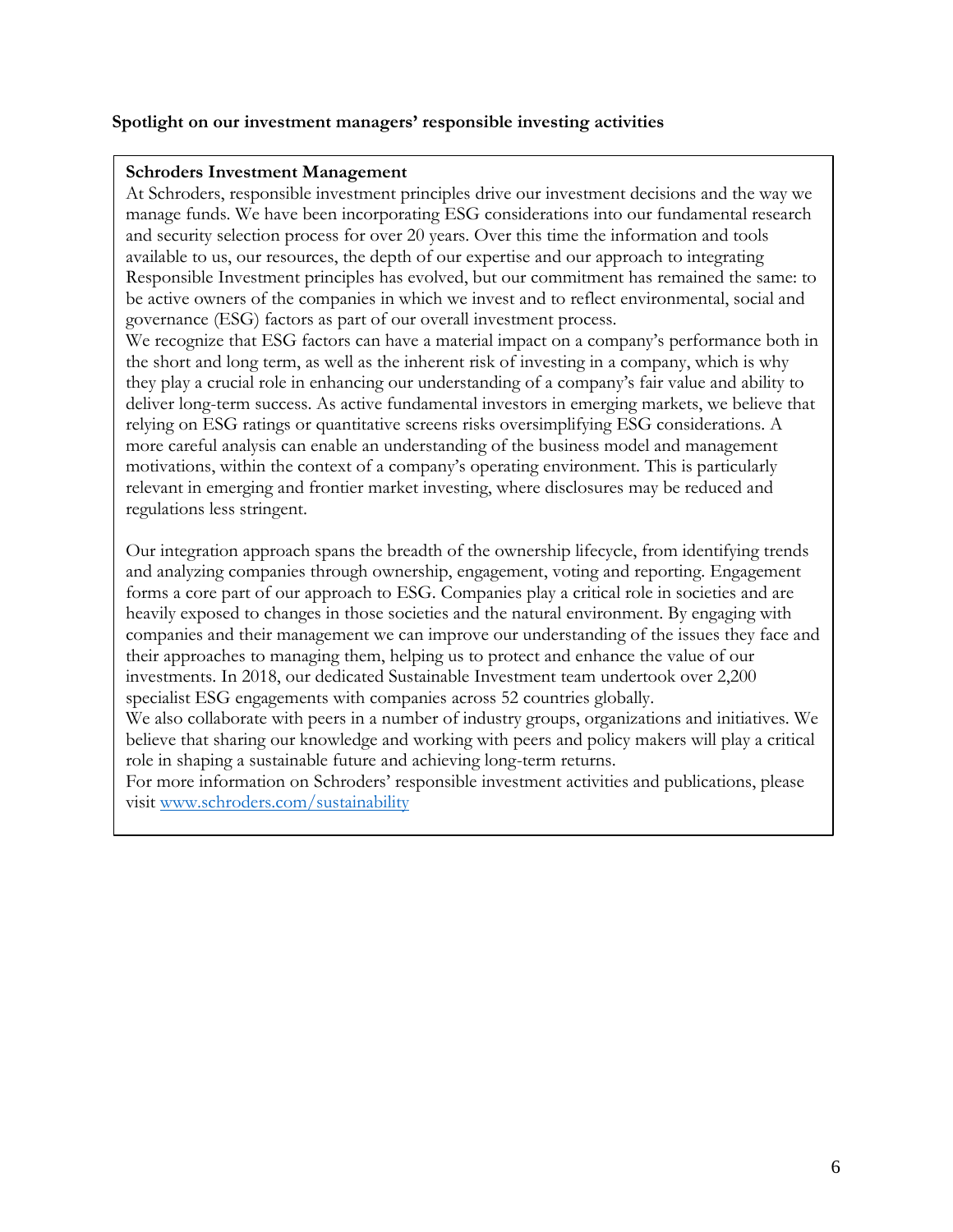**Spotlight on our investment managers' responsible investing activities**

**Schroders Investment Management**

At Schroders, responsible investment principles drive our investment decisions and the way we manage funds. We have been incorporating ESG considerations into our fundamental research and security selection process for over 20 years. Over this time the information and tools available to us, our resources, the depth of our expertise and our approach to integrating Responsible Investment principles has evolved, but our commitment has remained the same: to be active owners of the companies in which we invest and to reflect environmental, social and governance (ESG) factors as part of our overall investment process.

We recognize that ESG factors can have a material impact on a company's performance both in the short and long term, as well as the inherent risk of investing in a company, which is why they play a crucial role in enhancing our understanding of a company's fair value and ability to deliver long-term success. As active fundamental investors in emerging markets, we believe that relying on ESG ratings or quantitative screens risks oversimplifying ESG considerations. A more careful analysis can enable an understanding of the business model and management motivations, within the context of a company's operating environment. This is particularly relevant in emerging and frontier market investing, where disclosures may be reduced and regulations less stringent.

Our integration approach spans the breadth of the ownership lifecycle, from identifying trends and analyzing companies through ownership, engagement, voting and reporting. Engagement forms a core part of our approach to ESG. Companies play a critical role in societies and are heavily exposed to changes in those societies and the natural environment. By engaging with companies and their management we can improve our understanding of the issues they face and their approaches to managing them, helping us to protect and enhance the value of our investments. In 2018, our dedicated Sustainable Investment team undertook over 2,200 specialist ESG engagements with companies across 52 countries globally.

We also collaborate with peers in a number of industry groups, organizations and initiatives. We believe that sharing our knowledge and working with peers and policy makers will play a critical role in shaping a sustainable future and achieving long-term returns.

For more information on Schroders' responsible investment activities and publications, please visit [www.schroders.com/sustainability](http://www.schroders.com/sustainability)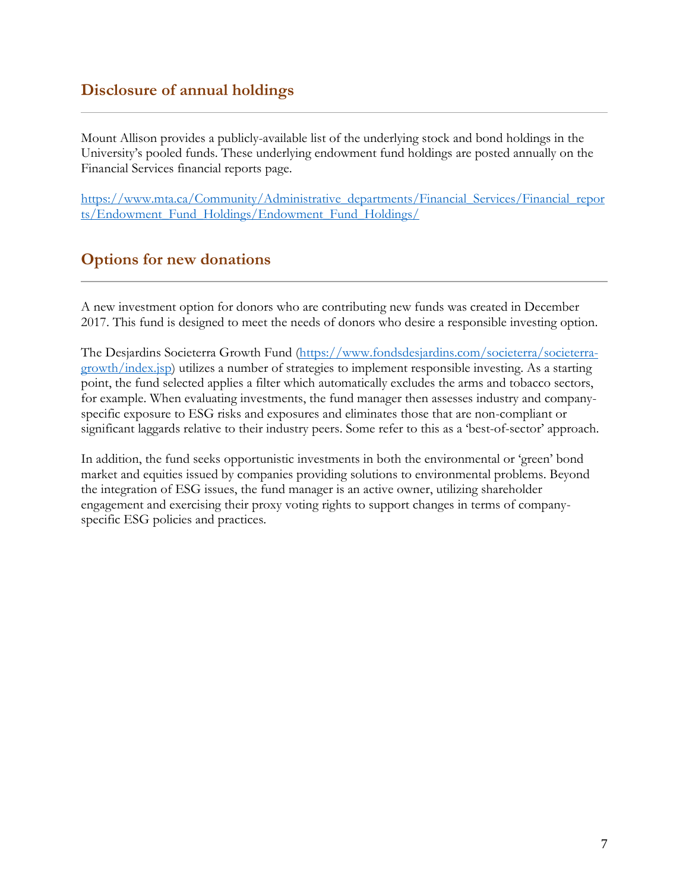## Disclosure of annual holdings

Mount Allison provides a publicly-available list of the underlying stock and bond holdings in the University's pooled funds. These underlying endowment fund holdings are posted annually on the Financial Services financial reports page.

https://www.mta.ca/Community/Administrative_departments/Financial_Services/Financial_reports/Endowment_Fund_Holdings/Endowment_Fund_Holdings/

## Options for new donations

A new investment option for donors who are contributing new funds was created in December 2017. This fund is designed to meet the needs of donors who desire a responsible investing option.

The Desjardins Societerra Growth Fund (https://www.fondsdesjardins.com/societerra/societerra-growth/index.jsp) utilizes a number of strategies to implement responsible investing. As a starting point, the fund selected applies a filter which automatically excludes the arms and tobacco sectors, for example. When evaluating investments, the fund manager then assesses industry and company-specific exposure to ESG risks and exposures and eliminates those that are non-compliant or significant laggards relative to their industry peers. Some refer to this as a 'best-of-sector' approach.

In addition, the fund seeks opportunistic investments in both the environmental or 'green' bond market and equities issued by companies providing solutions to environmental problems. Beyond the integration of ESG issues, the fund manager is an active owner, utilizing shareholder engagement and exercising their proxy voting rights to support changes in terms of company-specific ESG policies and practices.